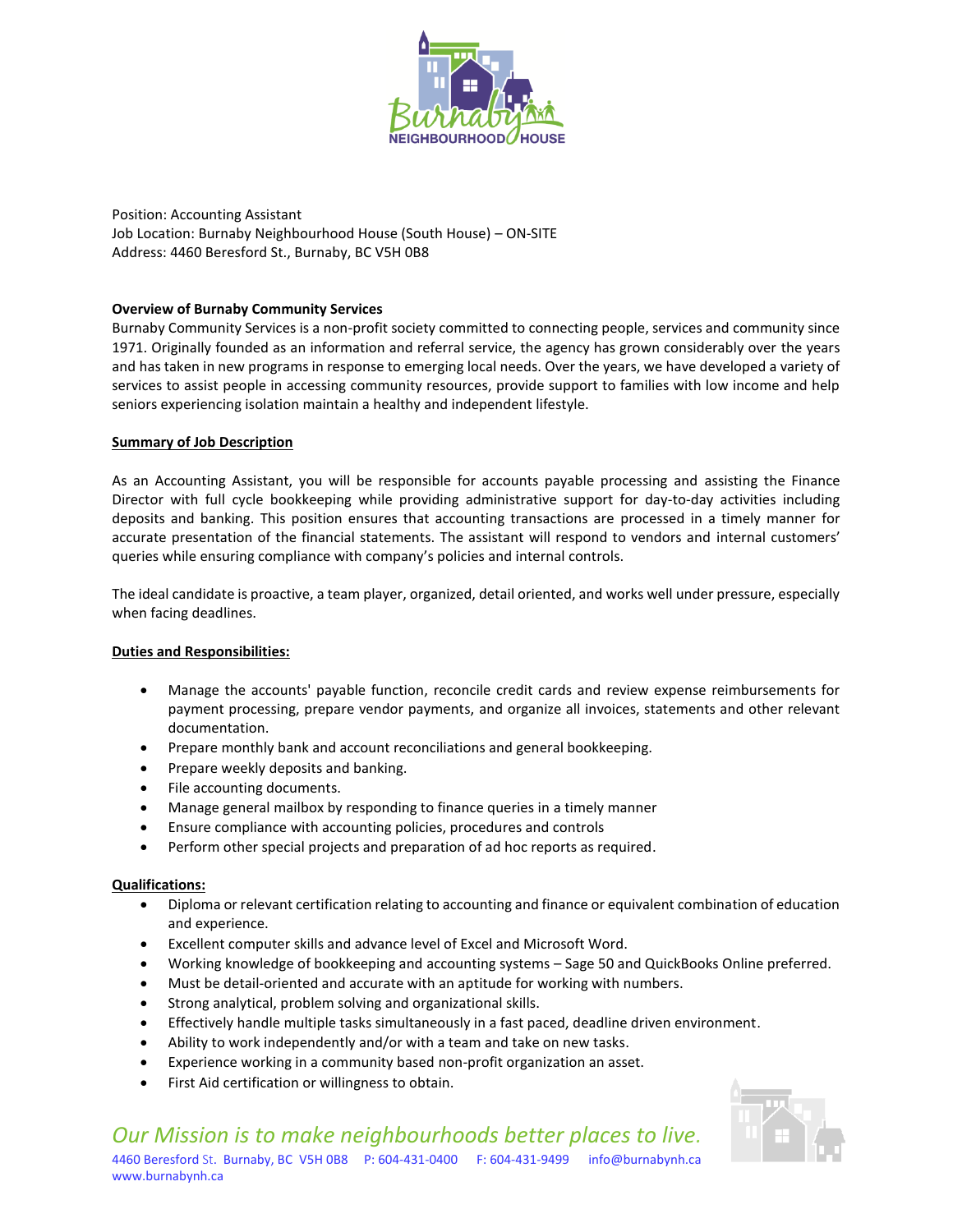Position: Accounting Assistant
Job Location: Burnaby Neighbourhood House (South House) – ON-SITE
Address: 4460 Beresford St., Burnaby, BC V5H 0B8

**Overview of Burnaby Community Services**

Burnaby Community Services is a non-profit society committed to connecting people, services and community since 1971. Originally founded as an information and referral service, the agency has grown considerably over the years and has taken in new programs in response to emerging local needs. Over the years, we have developed a variety of services to assist people in accessing community resources, provide support to families with low income and help seniors experiencing isolation maintain a healthy and independent lifestyle.

**Summary of Job Description**

As an Accounting Assistant, you will be responsible for accounts payable processing and assisting the Finance Director with full cycle bookkeeping while providing administrative support for day-to-day activities including deposits and banking. This position ensures that accounting transactions are processed in a timely manner for accurate presentation of the financial statements. The assistant will respond to vendors and internal customers' queries while ensuring compliance with company's policies and internal controls.

The ideal candidate is proactive, a team player, organized, detail oriented, and works well under pressure, especially when facing deadlines.

**Duties and Responsibilities:**

- Manage the accounts' payable function, reconcile credit cards and review expense reimbursements for payment processing, prepare vendor payments, and organize all invoices, statements and other relevant documentation.
- Prepare monthly bank and account reconciliations and general bookkeeping.
- Prepare weekly deposits and banking.
- File accounting documents.
- Manage general mailbox by responding to finance queries in a timely manner
- Ensure compliance with accounting policies, procedures and controls
- Perform other special projects and preparation of ad hoc reports as required.

**Qualifications:**

- Diploma or relevant certification relating to accounting and finance or equivalent combination of education and experience.
- Excellent computer skills and advance level of Excel and Microsoft Word.
- Working knowledge of bookkeeping and accounting systems – Sage 50 and QuickBooks Online preferred.
- Must be detail-oriented and accurate with an aptitude for working with numbers.
- Strong analytical, problem solving and organizational skills.
- Effectively handle multiple tasks simultaneously in a fast paced, deadline driven environment.
- Ability to work independently and/or with a team and take on new tasks.
- Experience working in a community based non-profit organization an asset.
- First Aid certification or willingness to obtain.

*Our Mission is to make neighbourhoods better places to live.*

4460 Beresford St. Burnaby, BC V5H 0B8 P: 604-431-0400 F: 604-431-9499 info@burnabynh.ca
www.burnabynh.ca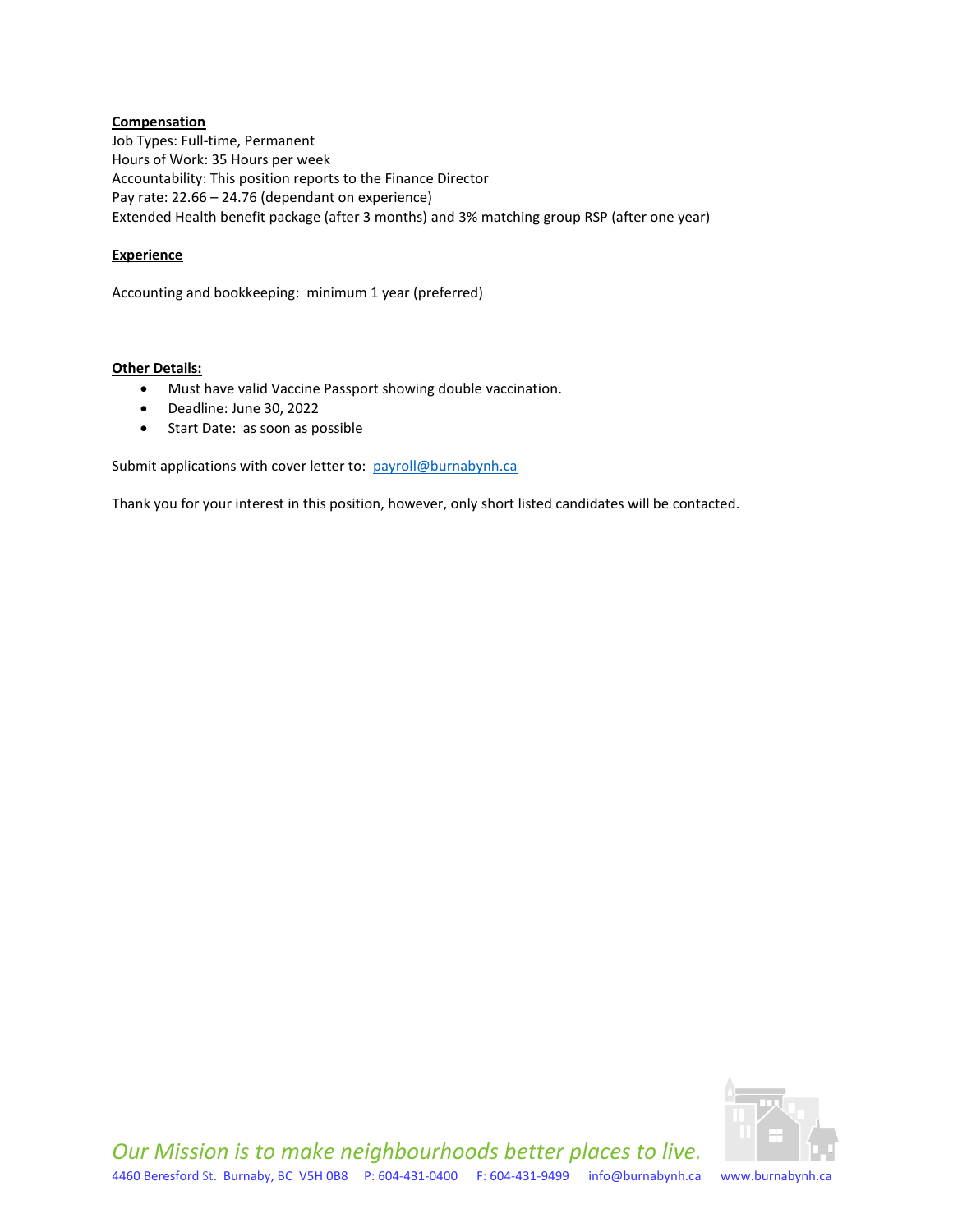**Compensation**

Job Types: Full-time, Permanent
Hours of Work: 35 Hours per week
Accountability: This position reports to the Finance Director
Pay rate: 22.66 – 24.76 (dependant on experience)
Extended Health benefit package (after 3 months) and 3% matching group RSP (after one year)

**Experience**

Accounting and bookkeeping: minimum 1 year (preferred)

**Other Details:**

- Must have valid Vaccine Passport showing double vaccination.
- Deadline: June 30, 2022
- Start Date: as soon as possible

Submit applications with cover letter to: payroll@burnabynh.ca

Thank you for your interest in this position, however, only short listed candidates will be contacted.

*Our Mission is to make neighbourhoods better places to live.*

4460 Beresford St. Burnaby, BC V5H 0B8 P: 604-431-0400 F: 604-431-9499 info@burnabynh.ca www.burnabynh.ca